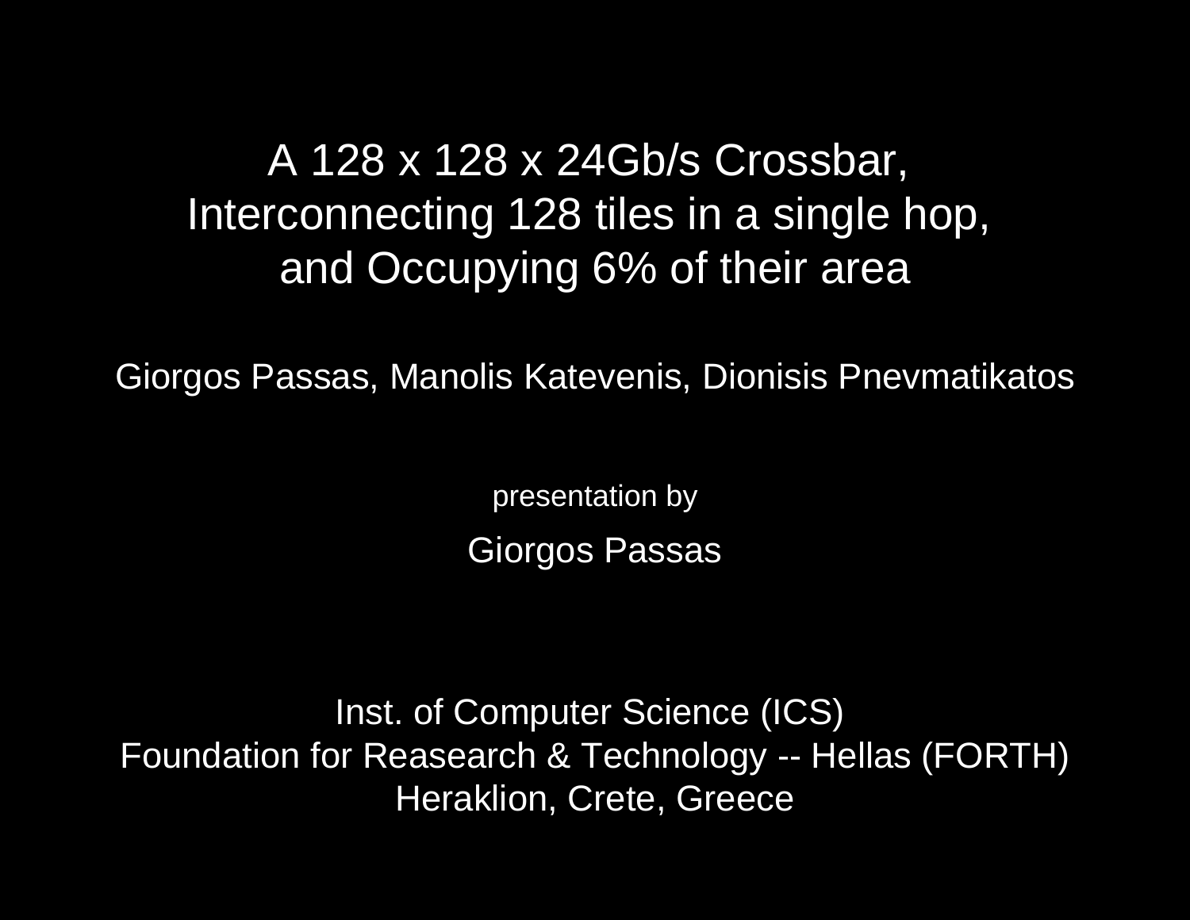# A 128 x 128 x 24Gb/s Crossbar, Interconnecting 128 tiles in a single hop, and Occupying 6% of their area

Giorgos Passas, Manolis Katevenis, Dionisis Pnevmatikatos

presentation by

Giorgos Passas

Inst. of Computer Science (ICS)
Foundation for Reasearch & Technology -- Hellas (FORTH)
Heraklion, Crete, Greece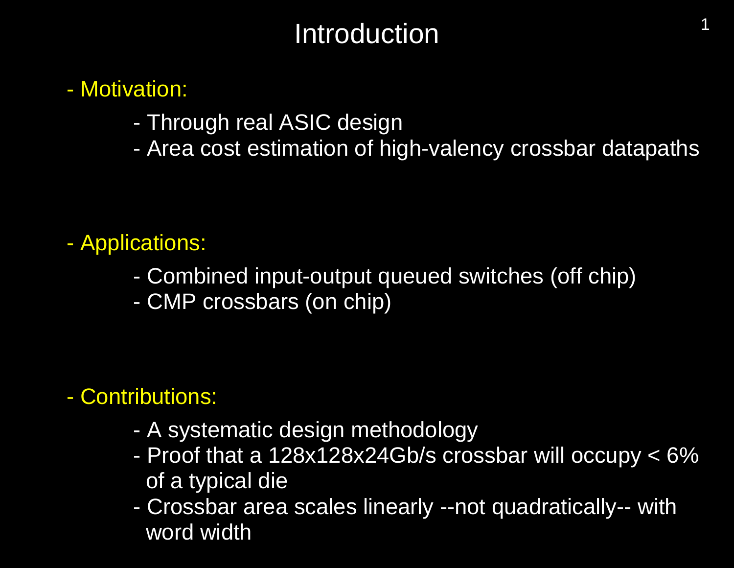# Introduction

- Motivation:
  - Through real ASIC design
  - Area cost estimation of high-valency crossbar datapaths

- Applications:
  - Combined input-output queued switches (off chip)
  - CMP crossbars (on chip)

- Contributions:
  - A systematic design methodology
  - Proof that a 128x128x24Gb/s crossbar will occupy < 6% of a typical die
  - Crossbar area scales linearly --not quadratically-- with word width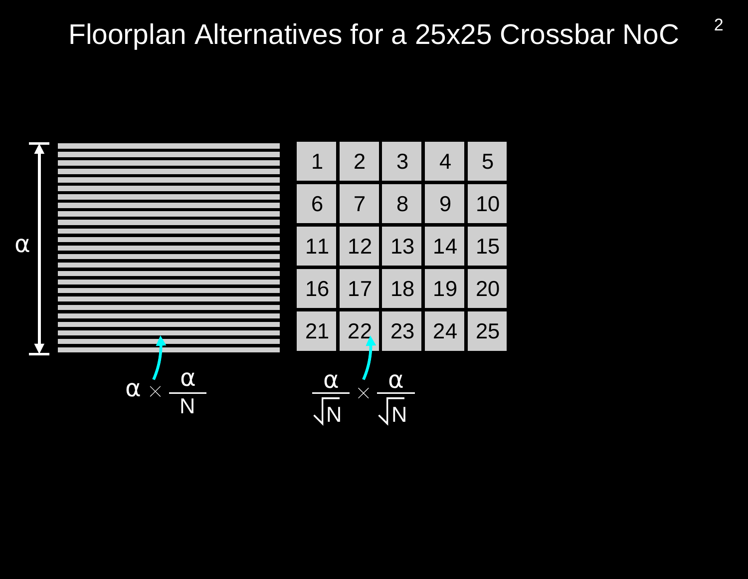# Floorplan Alternatives for a 25x25 Crossbar NoC

$\alpha$

| 1 | 2 | 3 | 4 | 5 |
|---|---|---|---|---|
| 6 | 7 | 8 | 9 | 10 |
| 11 | 12 | 13 | 14 | 15 |
| 16 | 17 | 18 | 19 | 20 |
| 21 | 22 | 23 | 24 | 25 |

$\alpha \times \frac{\alpha}{N}$

$\frac{\alpha}{\sqrt{N}} \times \frac{\alpha}{\sqrt{N}}$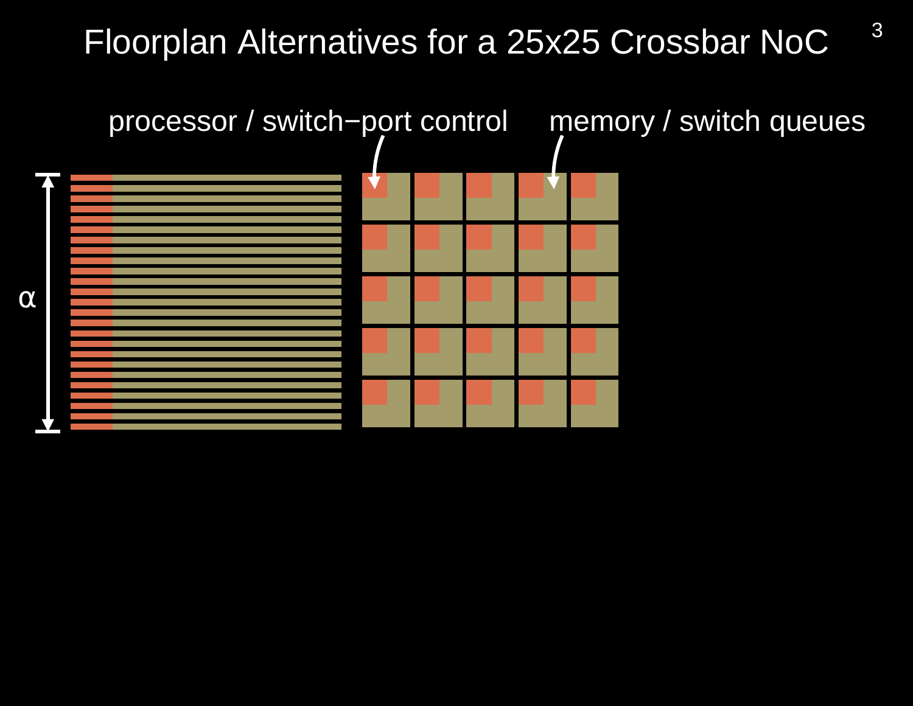# Floorplan Alternatives for a 25x25 Crossbar NoC

processor / switch−port control

memory / switch queues

$\alpha$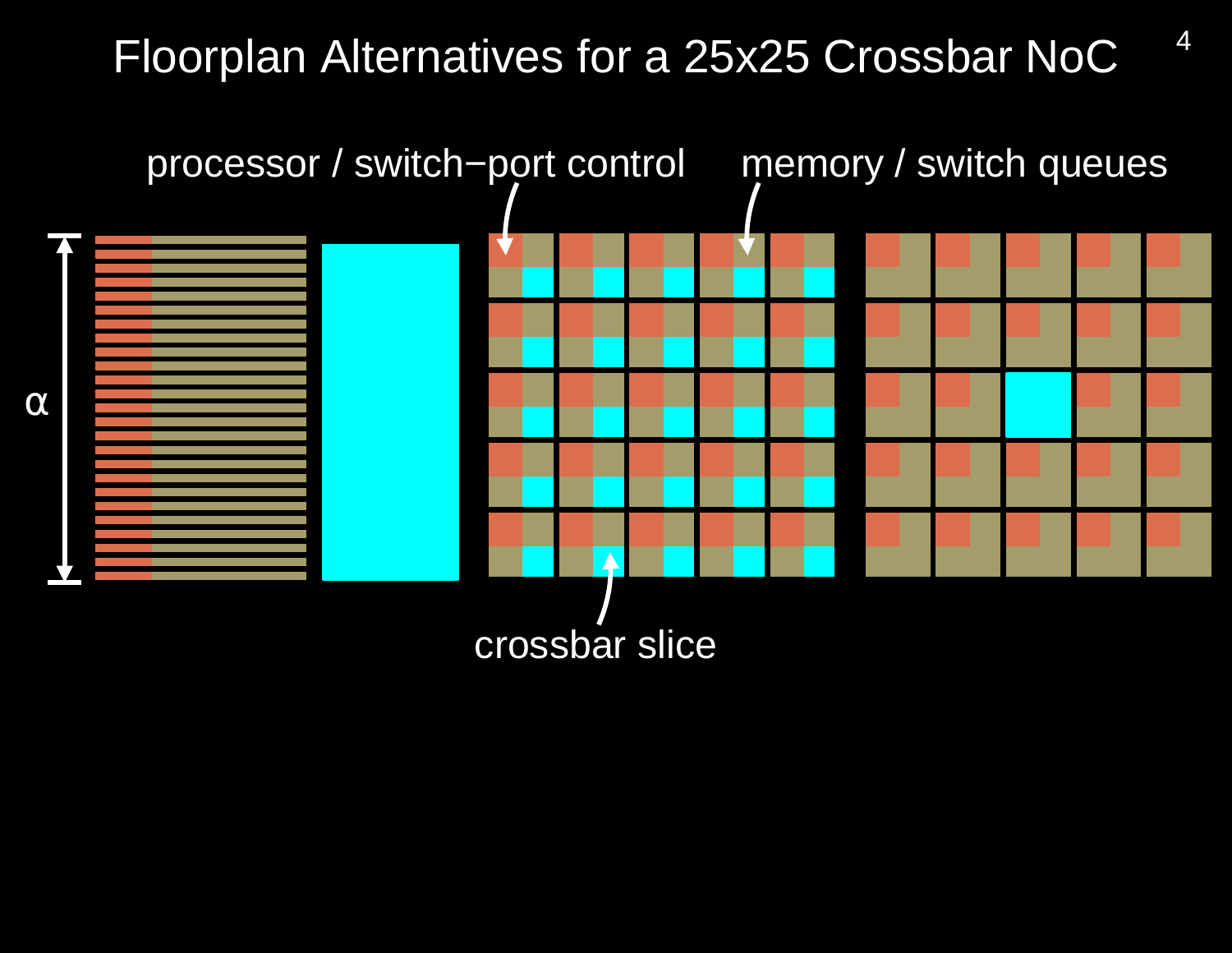# Floorplan Alternatives for a 25x25 Crossbar NoC

processor / switch−port control

memory / switch queues

$\alpha$

crossbar slice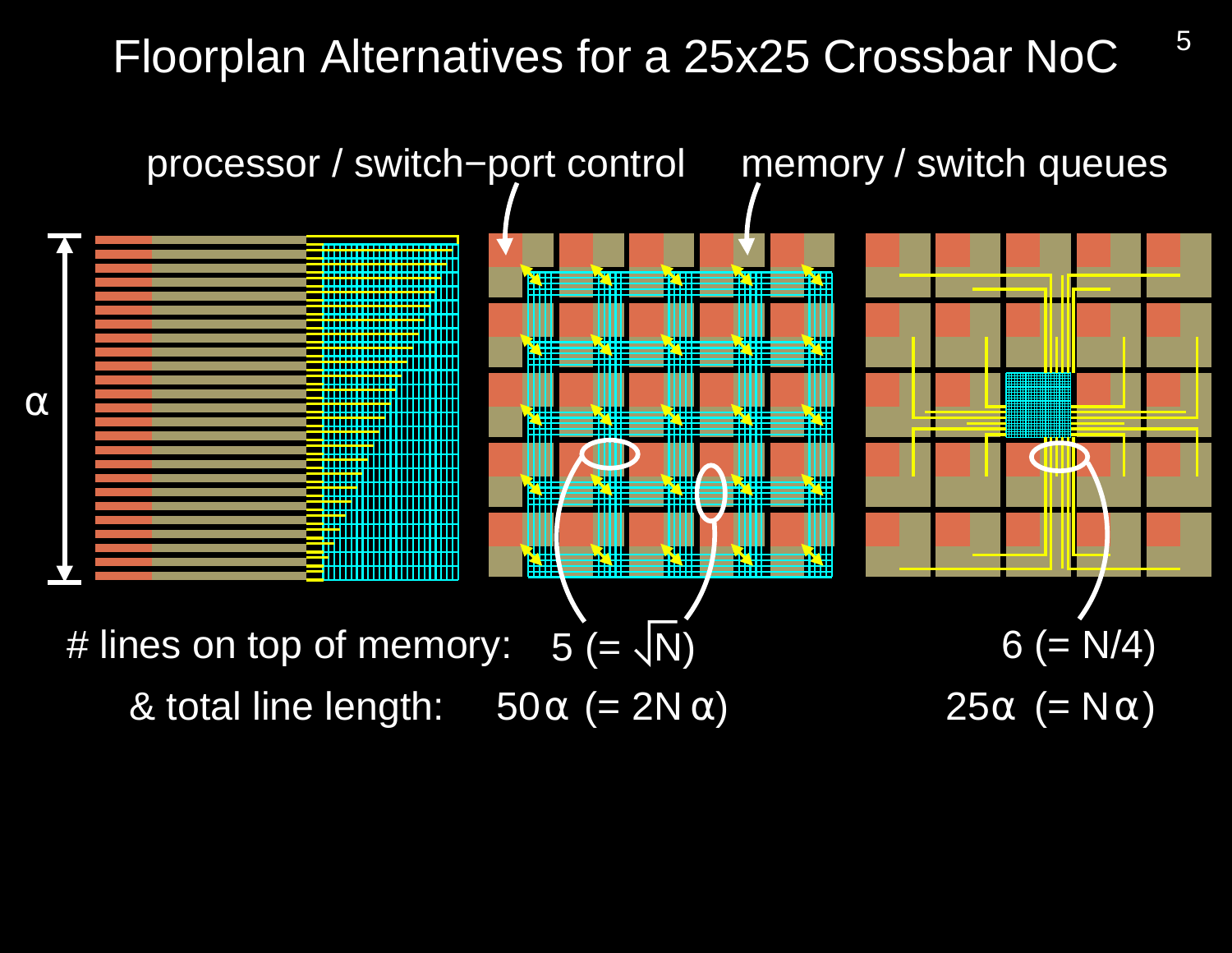# Floorplan Alternatives for a 25x25 Crossbar NoC

processor / switch−port control

memory / switch queues

$\alpha$

# lines on top of memory: 5 (= $\sqrt{N}$) 6 (= N/4)

& total line length: 50$\alpha$ (= 2N$\alpha$) 25$\alpha$ (= N$\alpha$)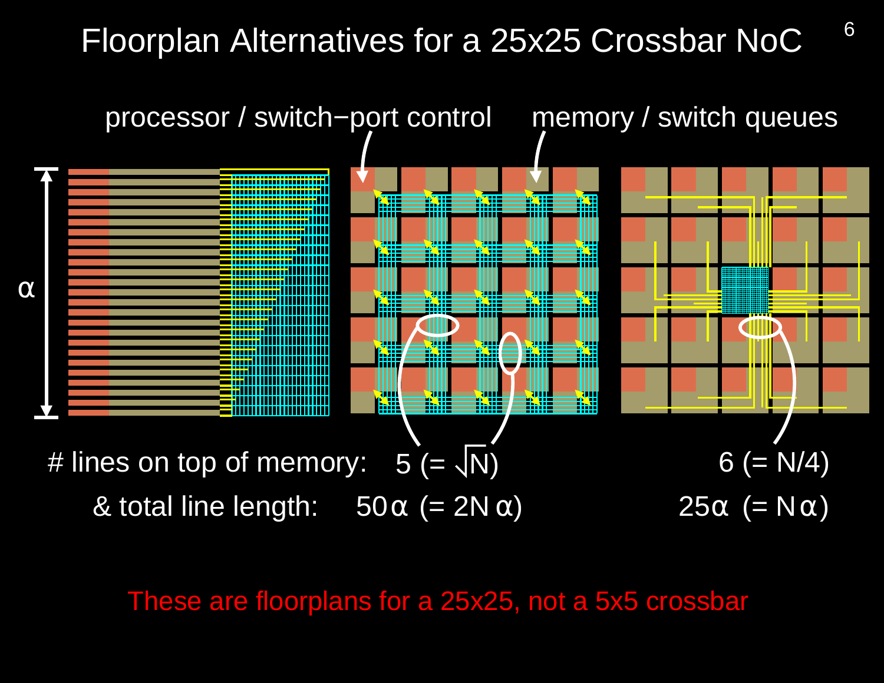# Floorplan Alternatives for a 25x25 Crossbar NoC

processor / switch−port control    memory / switch queues

$\alpha$

# lines on top of memory: 5 ($= \sqrt{N}$)    6 ($= N/4$)

& total line length: $50\alpha$ ($= 2N\alpha$)    $25\alpha$ ($= N\alpha$)

These are floorplans for a 25x25, not a 5x5 crossbar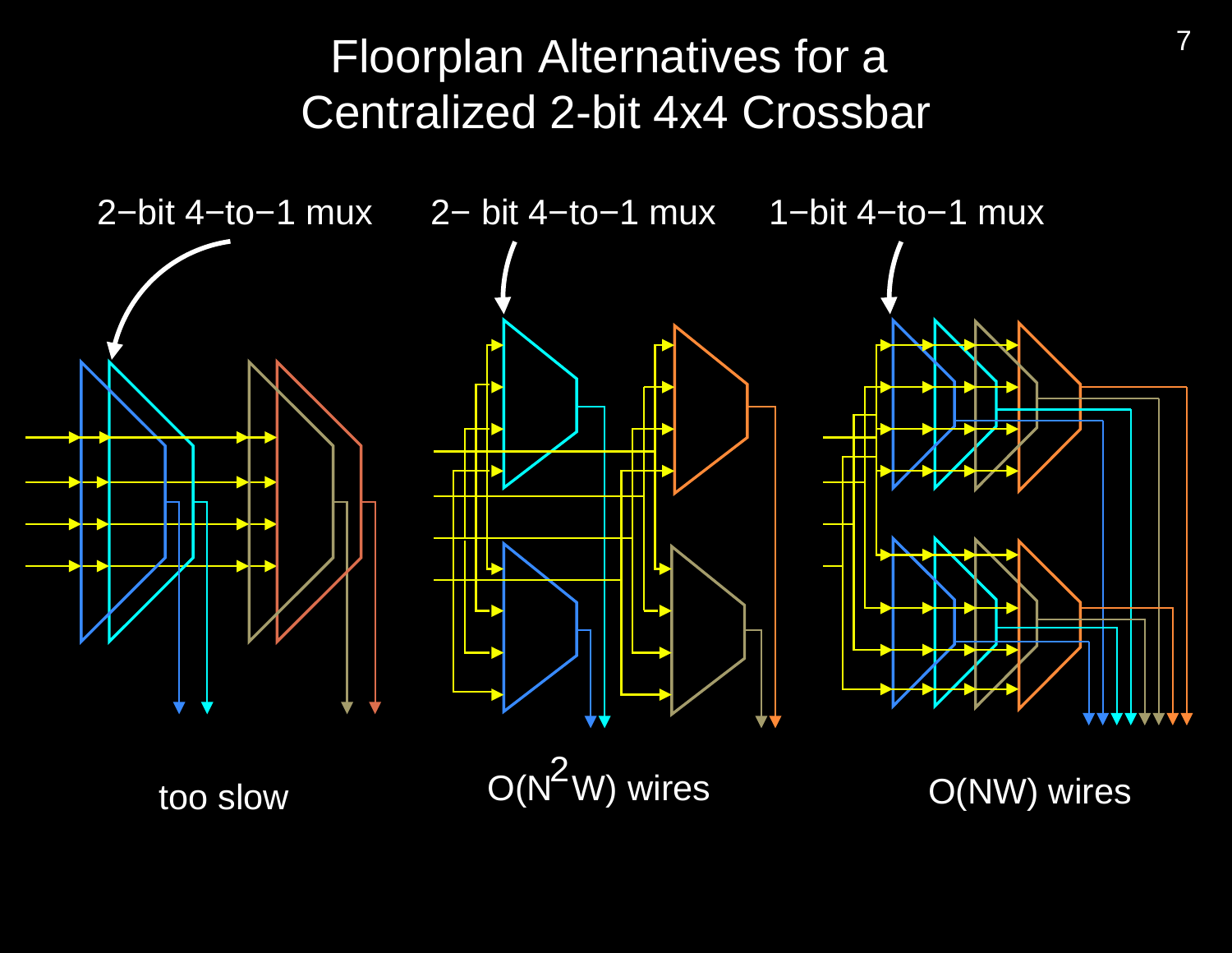# Floorplan Alternatives for a Centralized 2-bit 4x4 Crossbar

2−bit 4−to−1 mux

2− bit 4−to−1 mux

1−bit 4−to−1 mux

too slow

$O(N^2W)$ wires

$O(NW)$ wires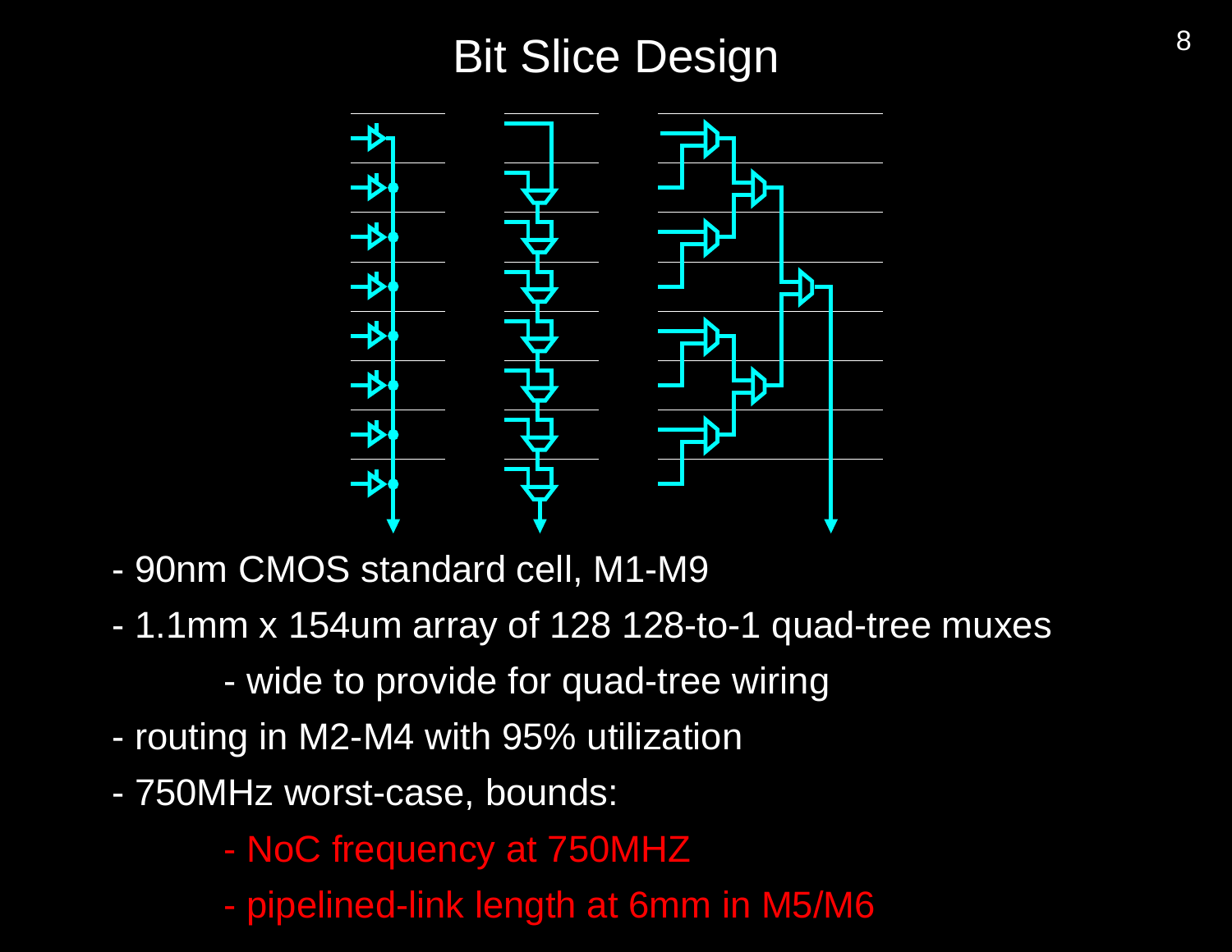# Bit Slice Design

- 90nm CMOS standard cell, M1-M9
- 1.1mm x 154um array of 128 128-to-1 quad-tree muxes
  - wide to provide for quad-tree wiring
- routing in M2-M4 with 95% utilization
- 750MHz worst-case, bounds:
  - NoC frequency at 750MHZ
  - pipelined-link length at 6mm in M5/M6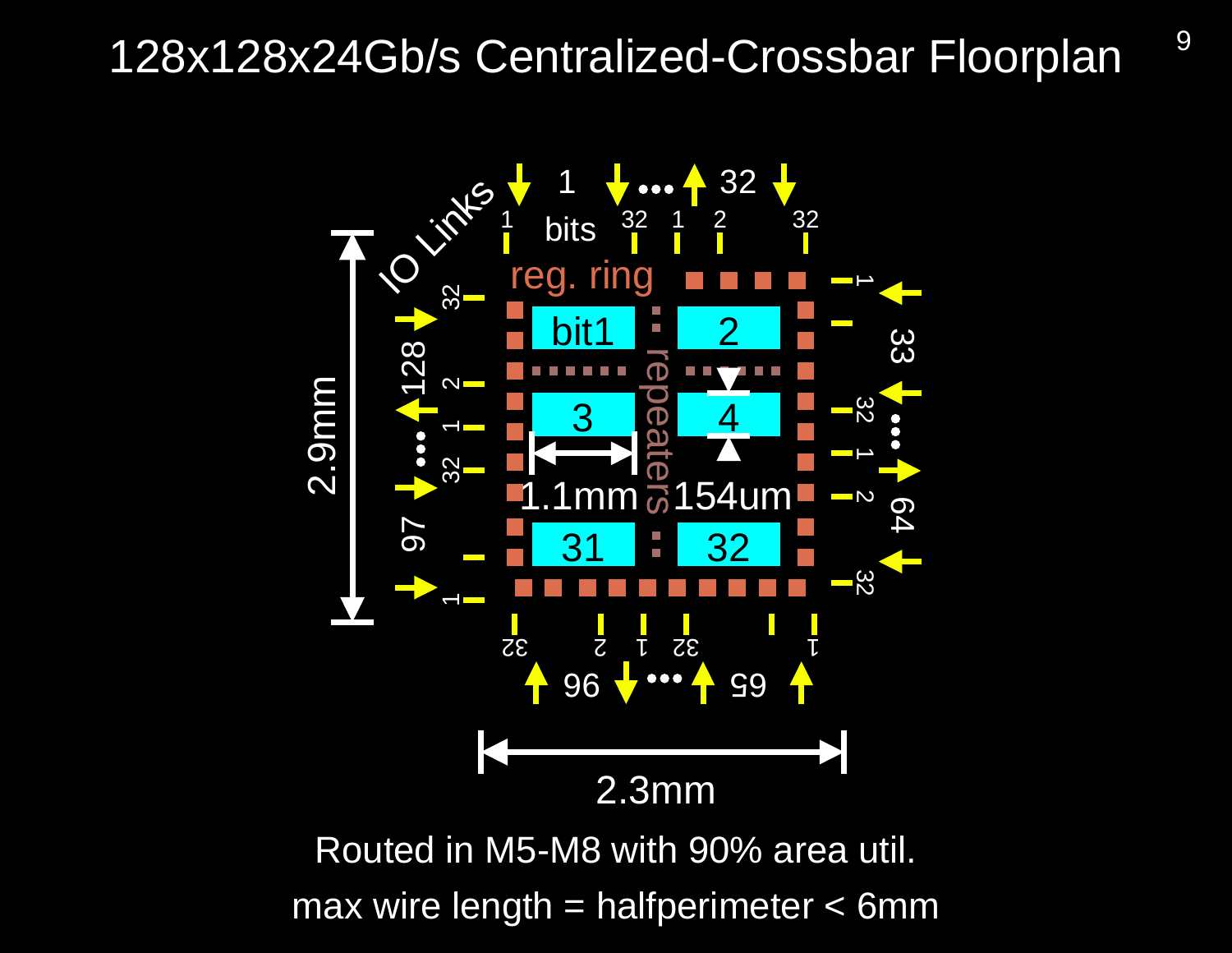# 128x128x24Gb/s Centralized-Crossbar Floorplan

Routed in M5-M8 with 90% area util.

max wire length = halfperimeter < 6mm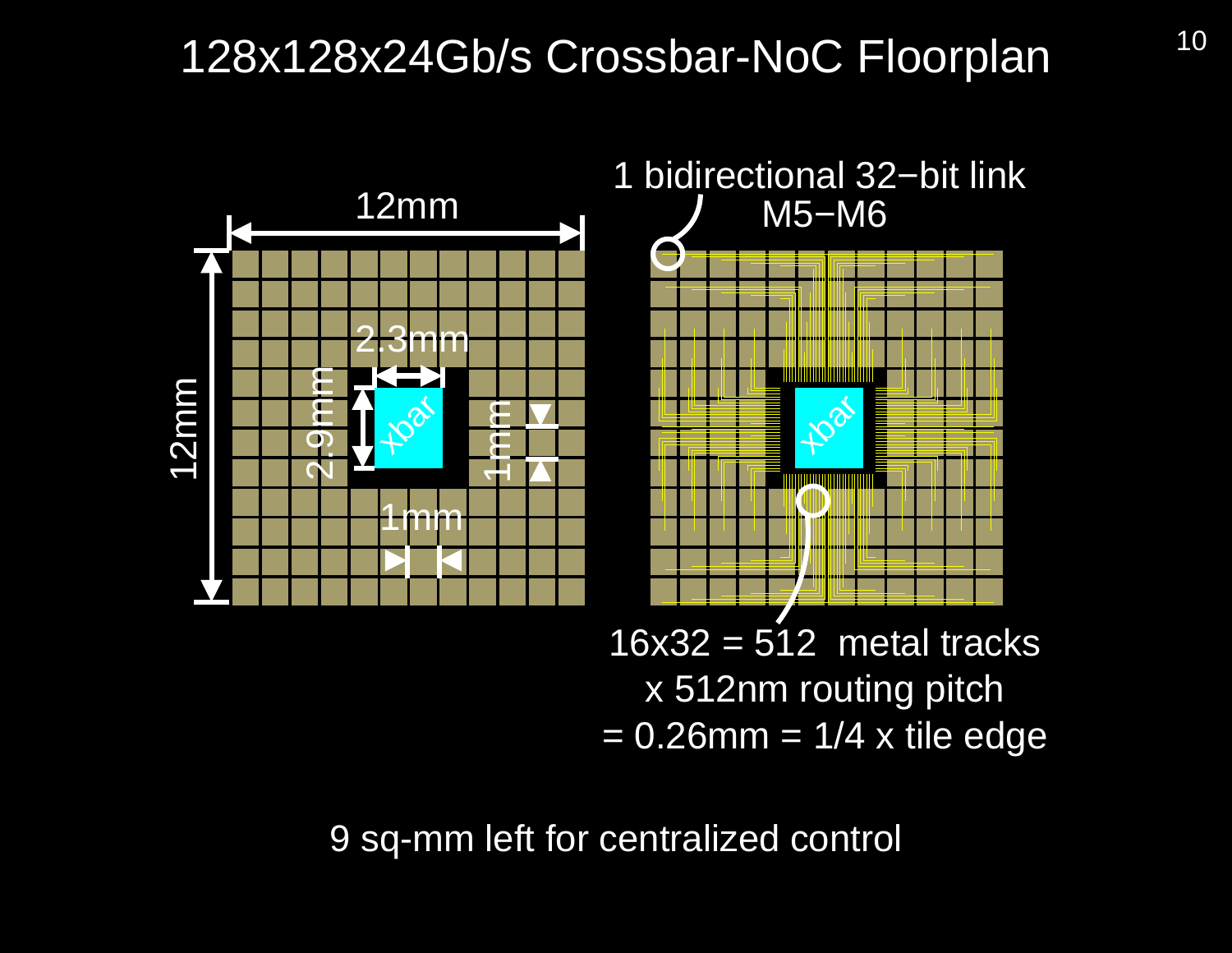# 128x128x24Gb/s Crossbar-NoC Floorplan

12mm

12mm

2.3mm

2.9mm

xbar

1mm

1mm

1 bidirectional 32−bit link
M5−M6

xbar

16x32 = 512 metal tracks
x 512nm routing pitch
= 0.26mm = 1/4 x tile edge

9 sq-mm left for centralized control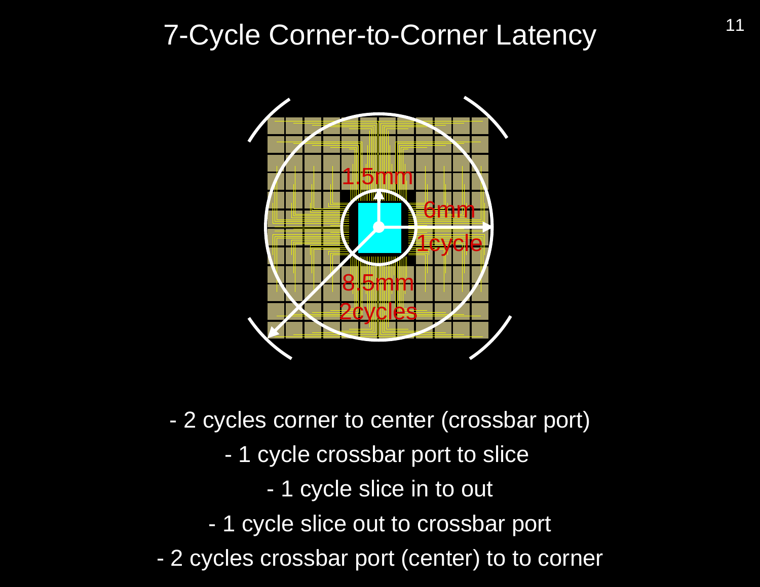# 7-Cycle Corner-to-Corner Latency

1.5mm

6mm

1cycle

8.5mm

2cycles

- 2 cycles corner to center (crossbar port)
- 1 cycle crossbar port to slice
- 1 cycle slice in to out
- 1 cycle slice out to crossbar port
- 2 cycles crossbar port (center) to to corner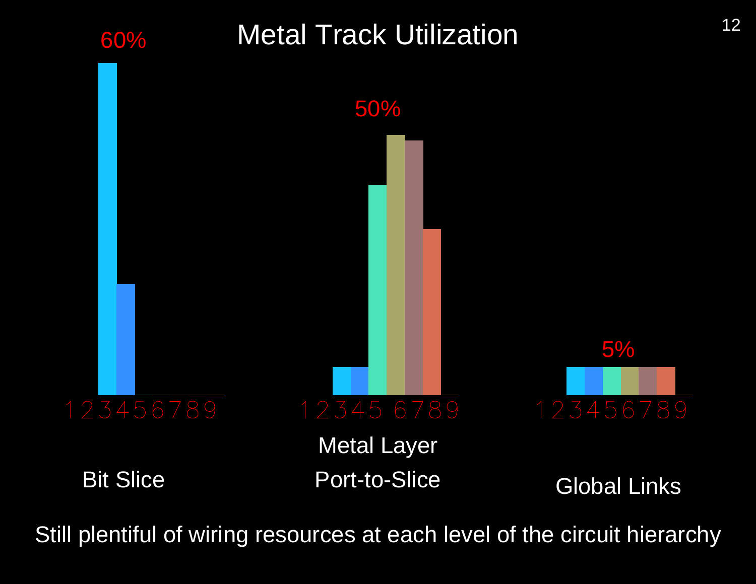# Metal Track Utilization

60%

50%

5%

1 2 3 4 5 6 7 8 9

1 2 3 4 5 6 7 8 9

1 2 3 4 5 6 7 8 9

Metal Layer

Bit Slice

Port-to-Slice

Global Links

Still plentiful of wiring resources at each level of the circuit hierarchy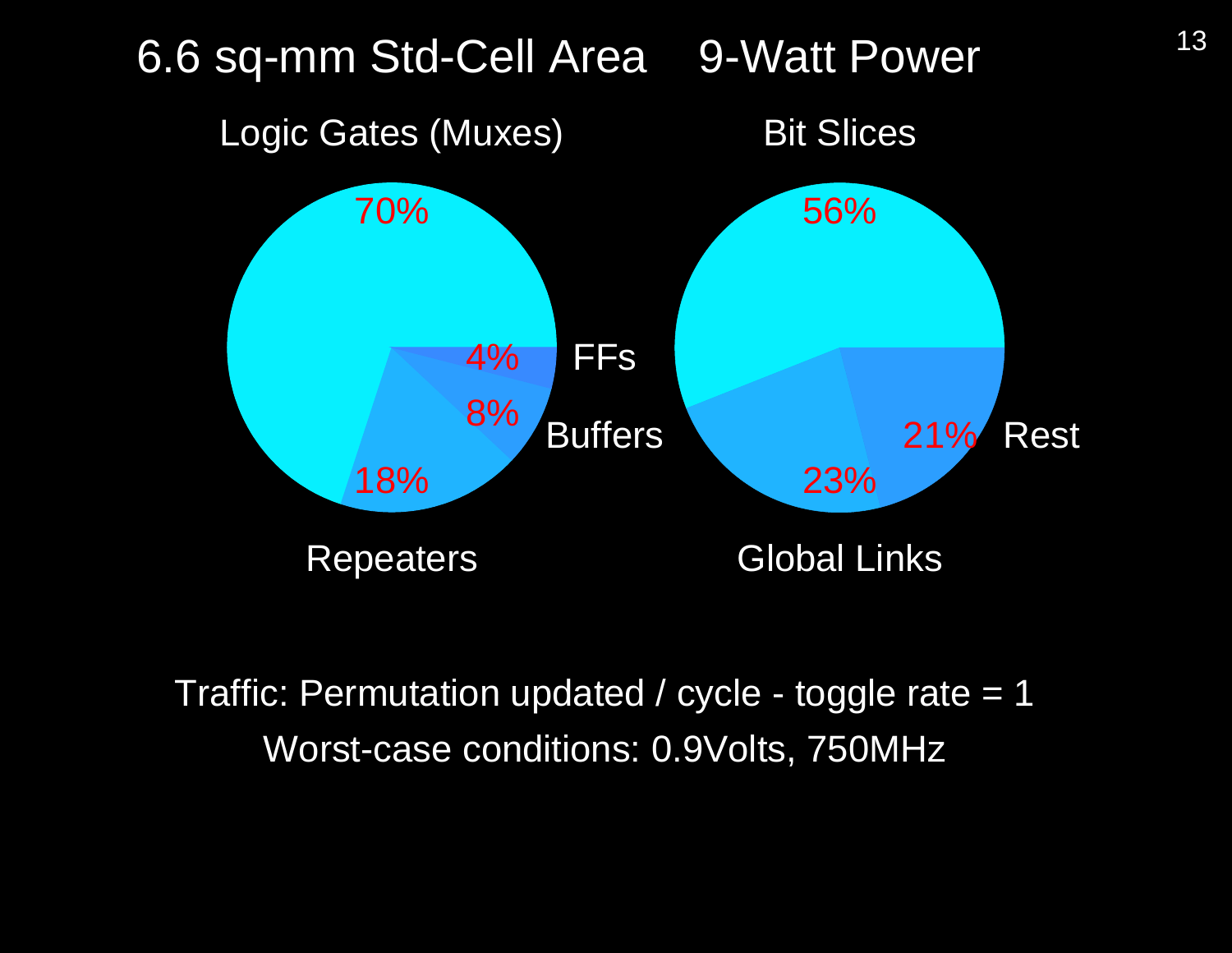# 6.6 sq-mm Std-Cell Area    9-Watt Power

**Logic Gates (Muxes)**

- 70%
- Repeaters: 18%
- Buffers: 8%
- FFs: 4%

**Bit Slices**

- 56%
- Global Links: 23%
- Rest: 21%

Traffic: Permutation updated / cycle - toggle rate = 1

Worst-case conditions: 0.9Volts, 750MHz